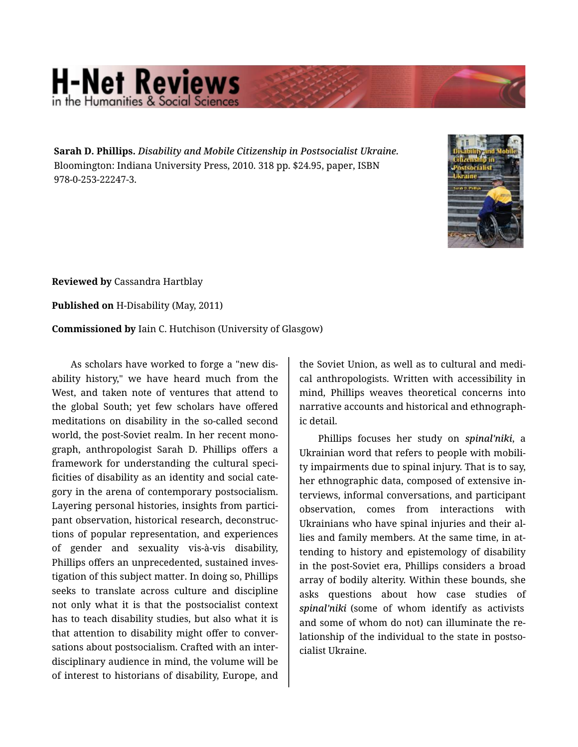**Sarah D. Phillips.** *Disability and Mobile Citizenship in Postsocialist Ukraine.* Bloomington: Indiana University Press, 2010. 318 pp. $24.95, paper, ISBN 978-0-253-22247-3.

**Reviewed by** Cassandra Hartblay

**Published on** H-Disability (May, 2011)

**Commissioned by** Iain C. Hutchison (University of Glasgow)

As scholars have worked to forge a "new disability history," we have heard much from the West, and taken note of ventures that attend to the global South; yet few scholars have offered meditations on disability in the so-called second world, the post-Soviet realm. In her recent monograph, anthropologist Sarah D. Phillips offers a framework for understanding the cultural specificities of disability as an identity and social category in the arena of contemporary postsocialism. Layering personal histories, insights from participant observation, historical research, deconstructions of popular representation, and experiences of gender and sexuality vis-à-vis disability, Phillips offers an unprecedented, sustained investigation of this subject matter. In doing so, Phillips seeks to translate across culture and discipline not only what it is that the postsocialist context has to teach disability studies, but also what it is that attention to disability might offer to conversations about postsocialism. Crafted with an interdisciplinary audience in mind, the volume will be of interest to historians of disability, Europe, and the Soviet Union, as well as to cultural and medical anthropologists. Written with accessibility in mind, Phillips weaves theoretical concerns into narrative accounts and historical and ethnographic detail.

Phillips focuses her study on ***spinal'niki***, a Ukrainian word that refers to people with mobility impairments due to spinal injury. That is to say, her ethnographic data, composed of extensive interviews, informal conversations, and participant observation, comes from interactions with Ukrainians who have spinal injuries and their allies and family members. At the same time, in attending to history and epistemology of disability in the post-Soviet era, Phillips considers a broad array of bodily alterity. Within these bounds, she asks questions about how case studies of ***spinal'niki*** (some of whom identify as activists and some of whom do not) can illuminate the relationship of the individual to the state in postsocialist Ukraine.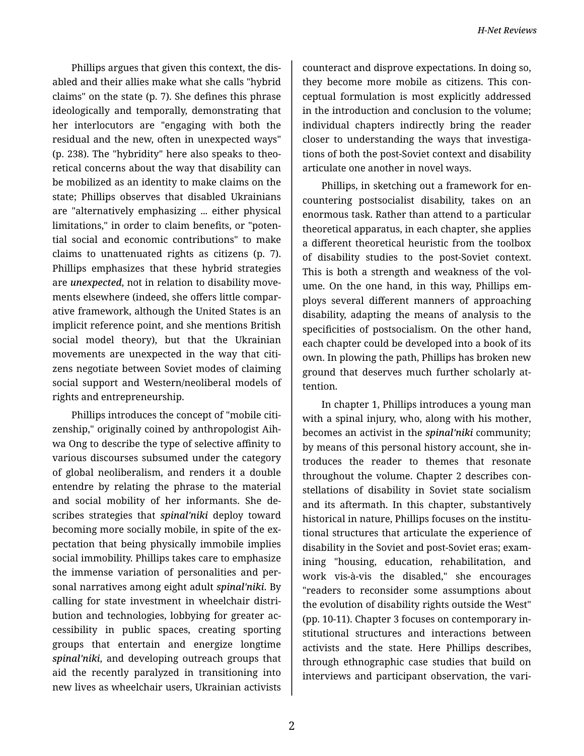Phillips argues that given this context, the disabled and their allies make what she calls "hybrid claims" on the state (p. 7). She defines this phrase ideologically and temporally, demonstrating that her interlocutors are "engaging with both the residual and the new, often in unexpected ways" (p. 238). The "hybridity" here also speaks to theoretical concerns about the way that disability can be mobilized as an identity to make claims on the state; Phillips observes that disabled Ukrainians are "alternatively emphasizing ... either physical limitations," in order to claim benefits, or "potential social and economic contributions" to make claims to unattenuated rights as citizens (p. 7). Phillips emphasizes that these hybrid strategies are ***unexpected***, not in relation to disability movements elsewhere (indeed, she offers little comparative framework, although the United States is an implicit reference point, and she mentions British social model theory), but that the Ukrainian movements are unexpected in the way that citizens negotiate between Soviet modes of claiming social support and Western/neoliberal models of rights and entrepreneurship.

Phillips introduces the concept of "mobile citizenship," originally coined by anthropologist Aihwa Ong to describe the type of selective affinity to various discourses subsumed under the category of global neoliberalism, and renders it a double entendre by relating the phrase to the material and social mobility of her informants. She describes strategies that ***spinal'niki*** deploy toward becoming more socially mobile, in spite of the expectation that being physically immobile implies social immobility. Phillips takes care to emphasize the immense variation of personalities and personal narratives among eight adult ***spinal'niki***. By calling for state investment in wheelchair distribution and technologies, lobbying for greater accessibility in public spaces, creating sporting groups that entertain and energize longtime ***spinal'niki***, and developing outreach groups that aid the recently paralyzed in transitioning into new lives as wheelchair users, Ukrainian activists counteract and disprove expectations. In doing so, they become more mobile as citizens. This conceptual formulation is most explicitly addressed in the introduction and conclusion to the volume; individual chapters indirectly bring the reader closer to understanding the ways that investigations of both the post-Soviet context and disability articulate one another in novel ways.

Phillips, in sketching out a framework for encountering postsocialist disability, takes on an enormous task. Rather than attend to a particular theoretical apparatus, in each chapter, she applies a different theoretical heuristic from the toolbox of disability studies to the post-Soviet context. This is both a strength and weakness of the volume. On the one hand, in this way, Phillips employs several different manners of approaching disability, adapting the means of analysis to the specificities of postsocialism. On the other hand, each chapter could be developed into a book of its own. In plowing the path, Phillips has broken new ground that deserves much further scholarly attention.

In chapter 1, Phillips introduces a young man with a spinal injury, who, along with his mother, becomes an activist in the ***spinal'niki*** community; by means of this personal history account, she introduces the reader to themes that resonate throughout the volume. Chapter 2 describes constellations of disability in Soviet state socialism and its aftermath. In this chapter, substantively historical in nature, Phillips focuses on the institutional structures that articulate the experience of disability in the Soviet and post-Soviet eras; examining "housing, education, rehabilitation, and work vis-à-vis the disabled," she encourages "readers to reconsider some assumptions about the evolution of disability rights outside the West" (pp. 10-11). Chapter 3 focuses on contemporary institutional structures and interactions between activists and the state. Here Phillips describes, through ethnographic case studies that build on interviews and participant observation, the vari-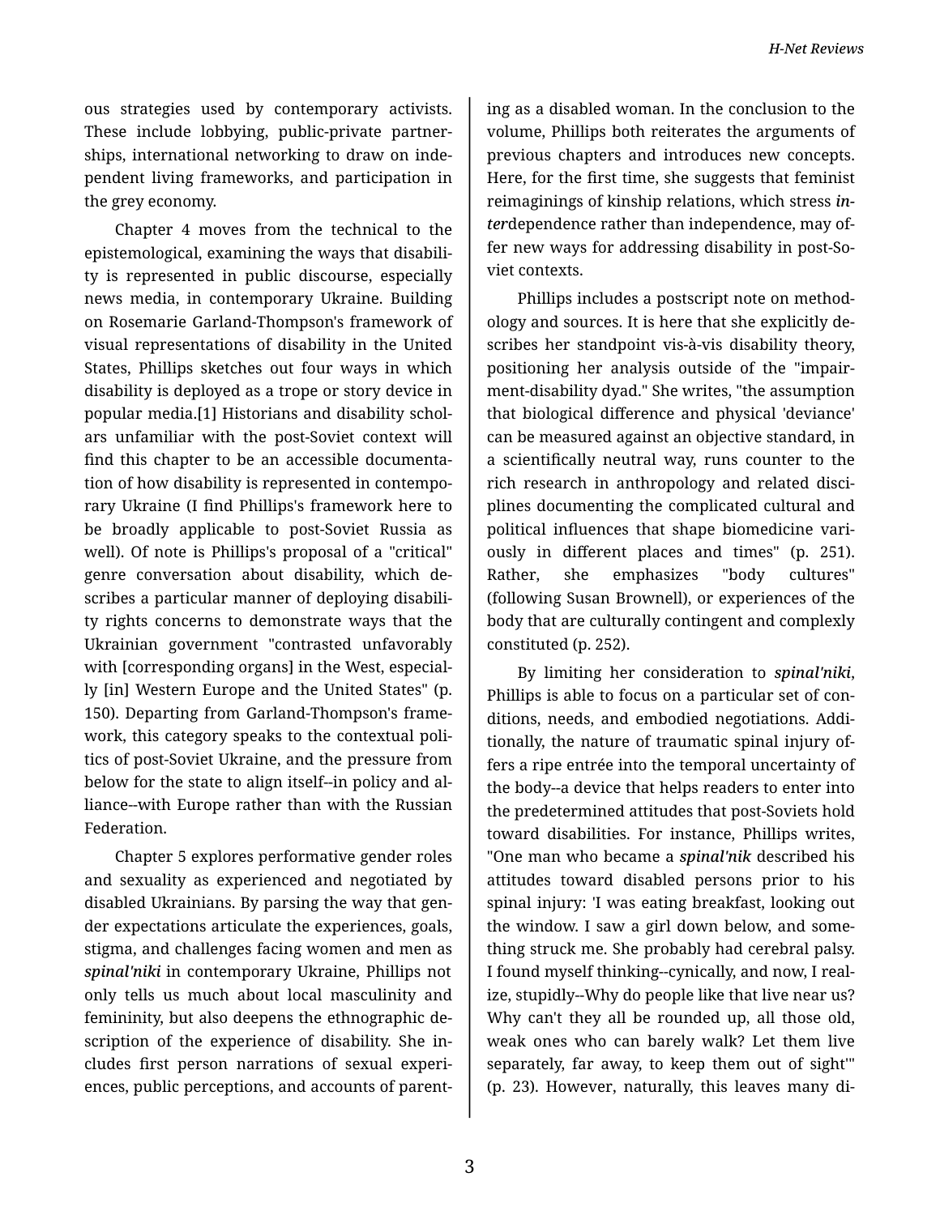ous strategies used by contemporary activists. These include lobbying, public-private partnerships, international networking to draw on independent living frameworks, and participation in the grey economy.

Chapter 4 moves from the technical to the epistemological, examining the ways that disability is represented in public discourse, especially news media, in contemporary Ukraine. Building on Rosemarie Garland-Thompson's framework of visual representations of disability in the United States, Phillips sketches out four ways in which disability is deployed as a trope or story device in popular media.[1] Historians and disability scholars unfamiliar with the post-Soviet context will find this chapter to be an accessible documentation of how disability is represented in contemporary Ukraine (I find Phillips's framework here to be broadly applicable to post-Soviet Russia as well). Of note is Phillips's proposal of a "critical" genre conversation about disability, which describes a particular manner of deploying disability rights concerns to demonstrate ways that the Ukrainian government "contrasted unfavorably with [corresponding organs] in the West, especially [in] Western Europe and the United States" (p. 150). Departing from Garland-Thompson's framework, this category speaks to the contextual politics of post-Soviet Ukraine, and the pressure from below for the state to align itself--in policy and alliance--with Europe rather than with the Russian Federation.

Chapter 5 explores performative gender roles and sexuality as experienced and negotiated by disabled Ukrainians. By parsing the way that gender expectations articulate the experiences, goals, stigma, and challenges facing women and men as ***spinal'niki*** in contemporary Ukraine, Phillips not only tells us much about local masculinity and femininity, but also deepens the ethnographic description of the experience of disability. She includes first person narrations of sexual experiences, public perceptions, and accounts of parenting as a disabled woman. In the conclusion to the volume, Phillips both reiterates the arguments of previous chapters and introduces new concepts. Here, for the first time, she suggests that feminist reimaginings of kinship relations, which stress ***inter***dependence rather than independence, may offer new ways for addressing disability in post-Soviet contexts.

Phillips includes a postscript note on methodology and sources. It is here that she explicitly describes her standpoint vis-à-vis disability theory, positioning her analysis outside of the "impairment-disability dyad." She writes, "the assumption that biological difference and physical 'deviance' can be measured against an objective standard, in a scientifically neutral way, runs counter to the rich research in anthropology and related disciplines documenting the complicated cultural and political influences that shape biomedicine variously in different places and times" (p. 251). Rather, she emphasizes "body cultures" (following Susan Brownell), or experiences of the body that are culturally contingent and complexly constituted (p. 252).

By limiting her consideration to ***spinal'niki***, Phillips is able to focus on a particular set of conditions, needs, and embodied negotiations. Additionally, the nature of traumatic spinal injury offers a ripe entrée into the temporal uncertainty of the body--a device that helps readers to enter into the predetermined attitudes that post-Soviets hold toward disabilities. For instance, Phillips writes, "One man who became a ***spinal'nik*** described his attitudes toward disabled persons prior to his spinal injury: 'I was eating breakfast, looking out the window. I saw a girl down below, and something struck me. She probably had cerebral palsy. I found myself thinking--cynically, and now, I realize, stupidly--Why do people like that live near us? Why can't they all be rounded up, all those old, weak ones who can barely walk? Let them live separately, far away, to keep them out of sight'" (p. 23). However, naturally, this leaves many di-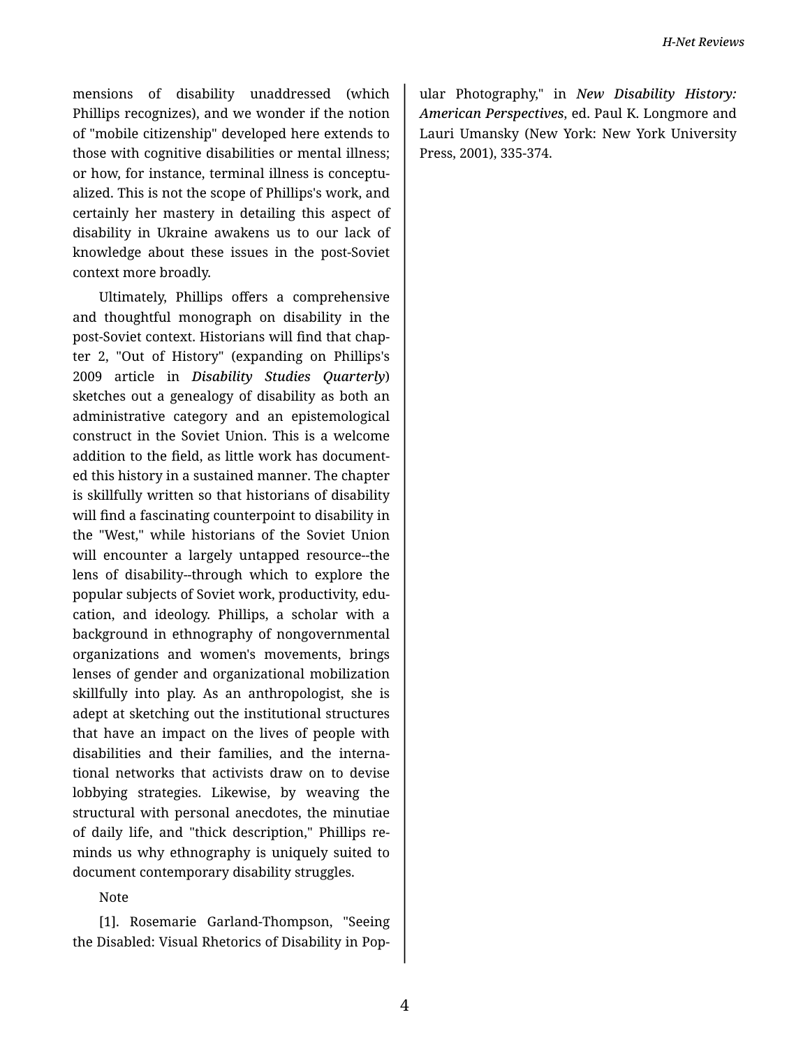mensions of disability unaddressed (which Phillips recognizes), and we wonder if the notion of "mobile citizenship" developed here extends to those with cognitive disabilities or mental illness; or how, for instance, terminal illness is conceptualized. This is not the scope of Phillips's work, and certainly her mastery in detailing this aspect of disability in Ukraine awakens us to our lack of knowledge about these issues in the post-Soviet context more broadly.

Ultimately, Phillips offers a comprehensive and thoughtful monograph on disability in the post-Soviet context. Historians will find that chapter 2, "Out of History" (expanding on Phillips's 2009 article in ***Disability Studies Quarterly***) sketches out a genealogy of disability as both an administrative category and an epistemological construct in the Soviet Union. This is a welcome addition to the field, as little work has documented this history in a sustained manner. The chapter is skillfully written so that historians of disability will find a fascinating counterpoint to disability in the "West," while historians of the Soviet Union will encounter a largely untapped resource--the lens of disability--through which to explore the popular subjects of Soviet work, productivity, education, and ideology. Phillips, a scholar with a background in ethnography of nongovernmental organizations and women's movements, brings lenses of gender and organizational mobilization skillfully into play. As an anthropologist, she is adept at sketching out the institutional structures that have an impact on the lives of people with disabilities and their families, and the international networks that activists draw on to devise lobbying strategies. Likewise, by weaving the structural with personal anecdotes, the minutiae of daily life, and "thick description," Phillips reminds us why ethnography is uniquely suited to document contemporary disability struggles.

Note

[1]. Rosemarie Garland-Thompson, "Seeing the Disabled: Visual Rhetorics of Disability in Popular Photography," in ***New Disability History: American Perspectives***, ed. Paul K. Longmore and Lauri Umansky (New York: New York University Press, 2001), 335-374.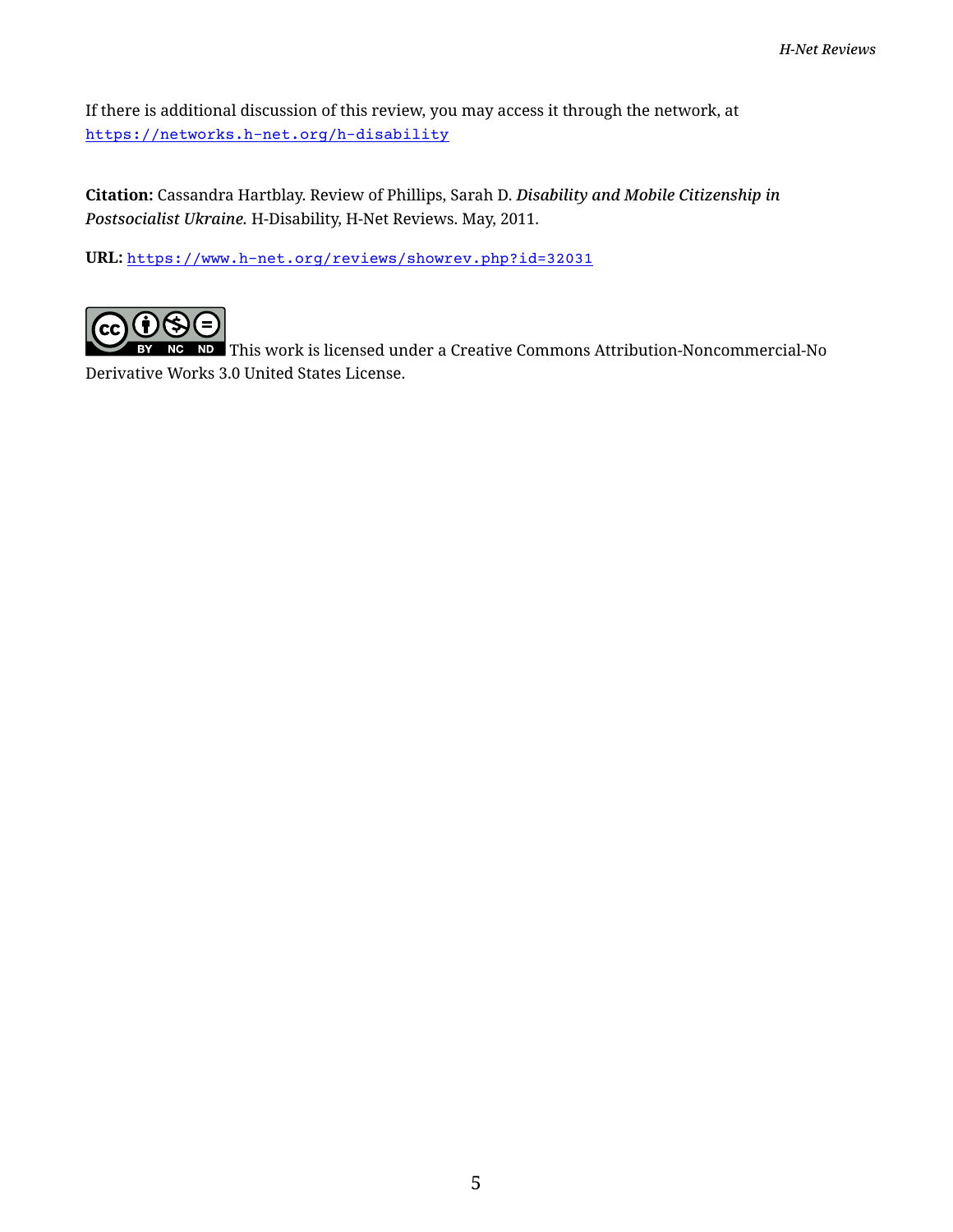If there is additional discussion of this review, you may access it through the network, at https://networks.h-net.org/h-disability

**Citation:** Cassandra Hartblay. Review of Phillips, Sarah D. ***Disability and Mobile Citizenship in Postsocialist Ukraine.*** H-Disability, H-Net Reviews. May, 2011.

**URL:** https://www.h-net.org/reviews/showrev.php?id=32031

This work is licensed under a Creative Commons Attribution-Noncommercial-No Derivative Works 3.0 United States License.